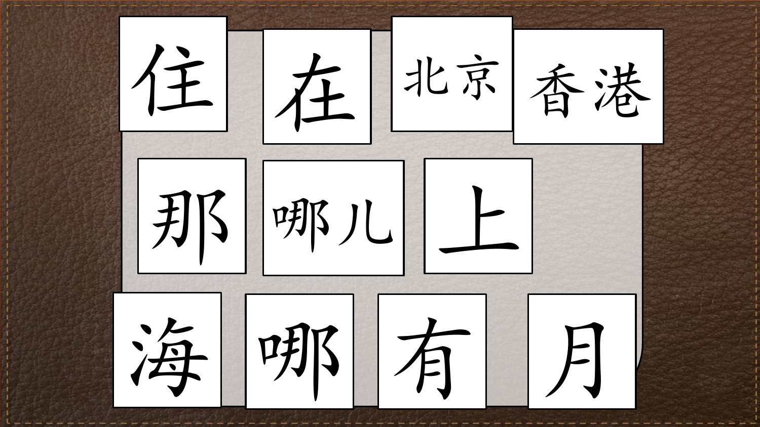住 在 北京 香港

那 哪儿 上

海 哪 有 月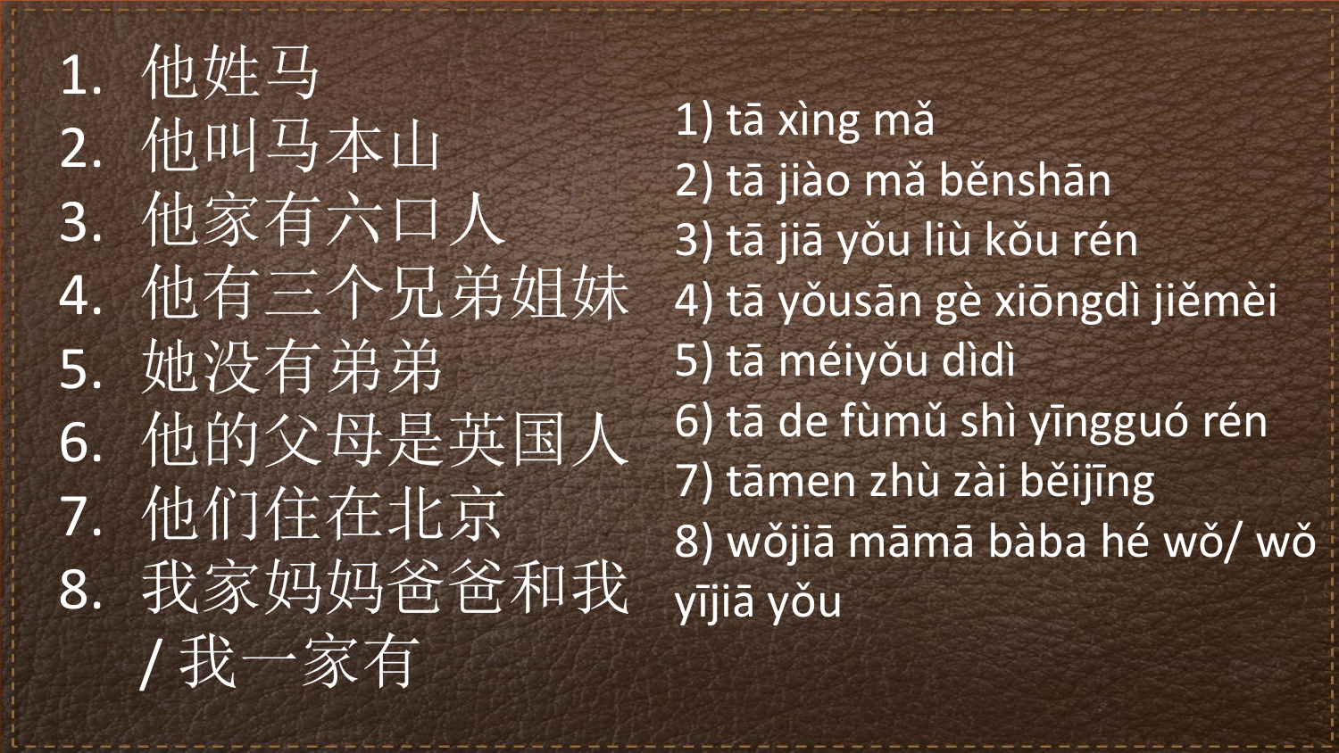1. 他姓马
2. 他叫马本山
3. 他家有六口人
4. 他有三个兄弟姐妹
5. 她没有弟弟
6. 他的父母是英国人
7. 他们住在北京
8. 我家妈妈爸爸和我 / 我一家有

1) tā xìng mǎ
2) tā jiào mǎ běnshān
3) tā jiā yǒu liù kǒu rén
4) tā yǒusān gè xiōngdì jiěmèi
5) tā méiyǒu dìdì
6) tā de fùmǔ shì yīngguó rén
7) tāmen zhù zài běijīng
8) wǒjiā māmā bàba hé wǒ/ wǒ yījiā yǒu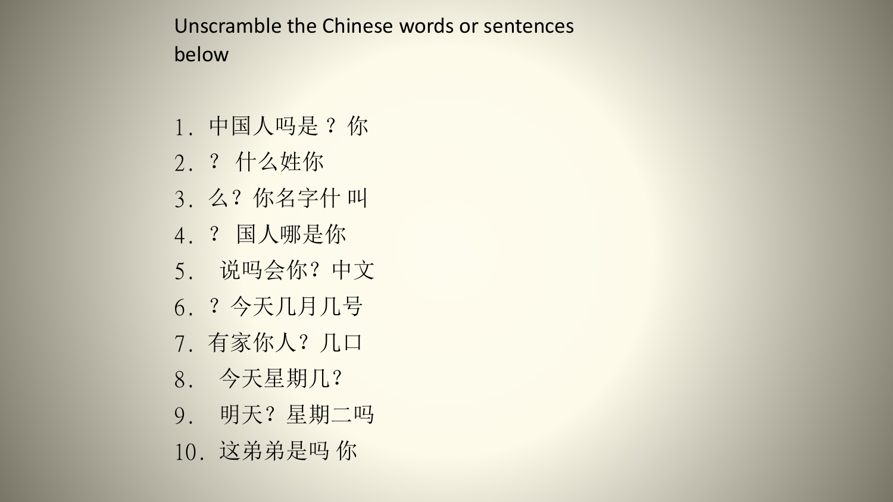Unscramble the Chinese words or sentences below

1. 中国人吗是？你
2. ？ 什么姓你
3. 么？你名字什 叫
4. ？ 国人哪是你
5. 说吗会你？中文
6. ？今天几月几号
7. 有家你人？几口
8. 今天星期几？
9. 明天？星期二吗
10. 这弟弟是吗 你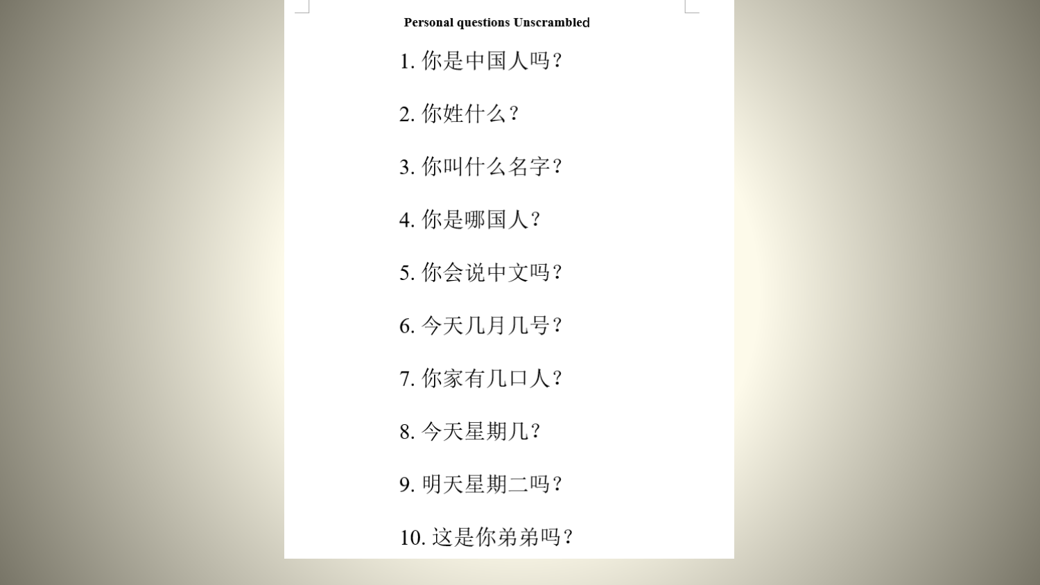**Personal questions Unscrambled**

1. 你是中国人吗？
2. 你姓什么？
3. 你叫什么名字？
4. 你是哪国人？
5. 你会说中文吗？
6. 今天几月几号？
7. 你家有几口人？
8. 今天星期几？
9. 明天星期二吗？
10. 这是你弟弟吗？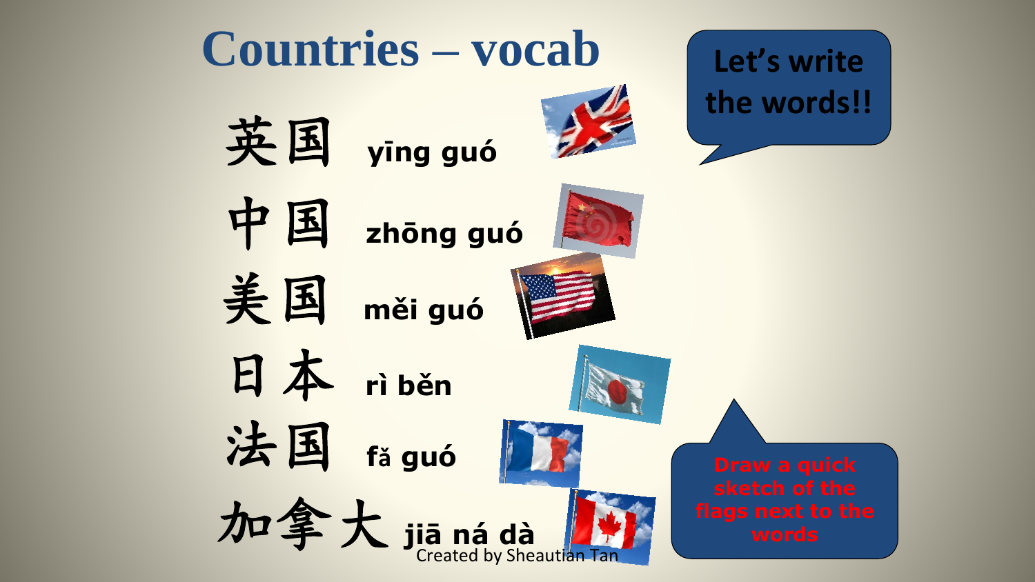# Countries – vocab

英国 yīng guó

中国 zhōng guó

美国 měi guó

日本 rì běn

法国 fǎ guó

加拿大 jiā ná dà

Let's write the words!!

Draw a quick sketch of the flags next to the words

Created by Sheautian Tan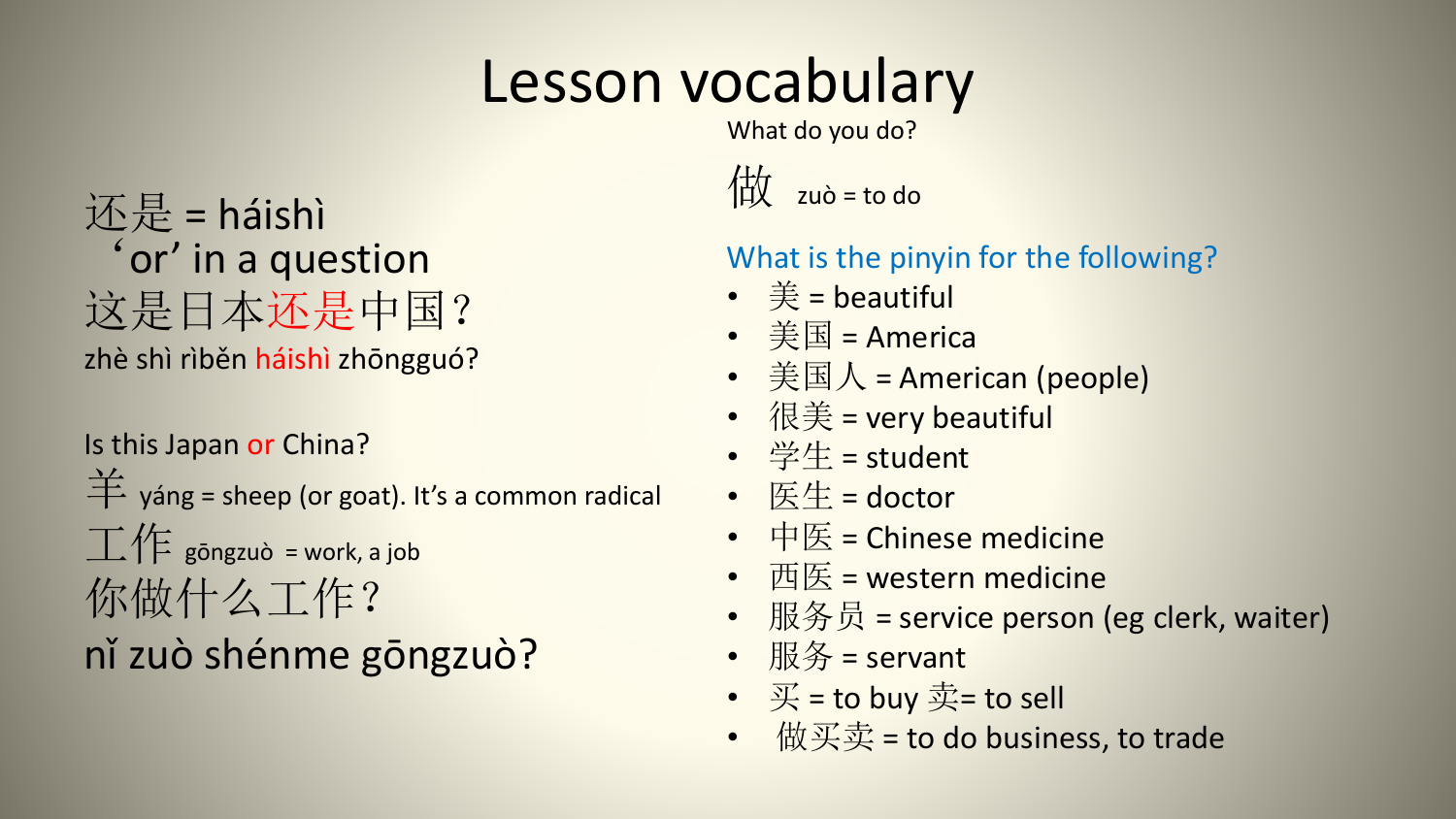# Lesson vocabulary

还是 = háishì
'or' in a question

这是日本**还是**中国？

zhè shì rìběn **háishì** zhōngguó?

Is this Japan **or** China?

羊 yáng = sheep (or goat). It's a common radical

工作 gōngzuò = work, a job

你做什么工作？

nǐ zuò shénme gōngzuò?

What do you do?

做 zuò = to do

What is the pinyin for the following?

- 美 = beautiful
- 美国 = America
- 美国人 = American (people)
- 很美 = very beautiful
- 学生 = student
- 医生 = doctor
- 中医 = Chinese medicine
- 西医 = western medicine
- 服务员 = service person (eg clerk, waiter)
- 服务 = servant
- 买 = to buy 卖= to sell
- 做买卖 = to do business, to trade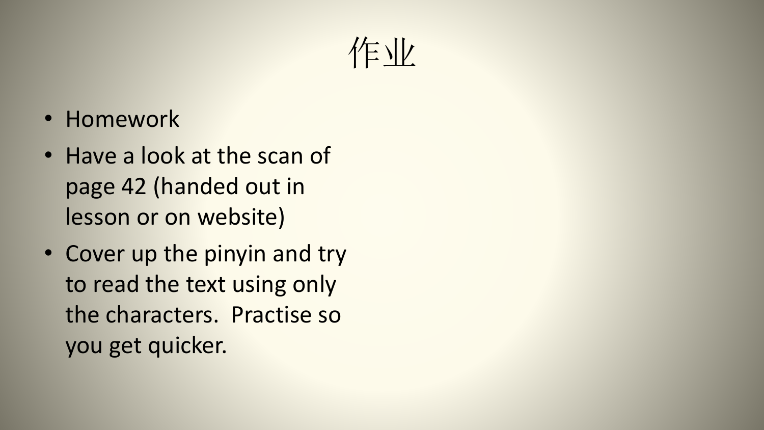# 作业

- Homework
- Have a look at the scan of page 42 (handed out in lesson or on website)
- Cover up the pinyin and try to read the text using only the characters.  Practise so you get quicker.